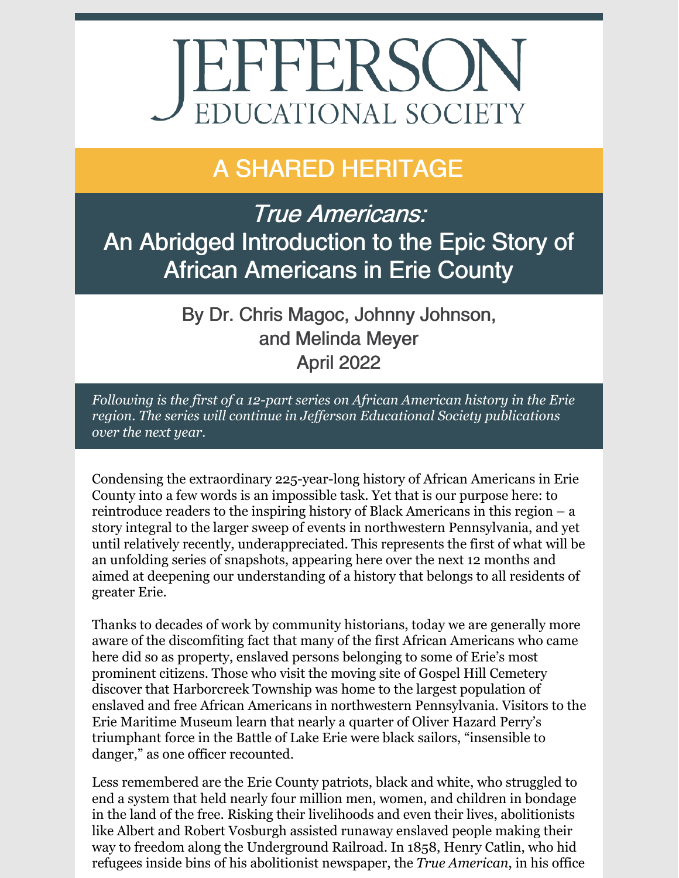# JEFFERSON EDUCATIONAL SOCIETY

## A SHARED HERITAGE

## *True Americans:*
## An Abridged Introduction to the Epic Story of African Americans in Erie County

By Dr. Chris Magoc, Johnny Johnson, and Melinda Meyer
April 2022

*Following is the first of a 12-part series on African American history in the Erie region. The series will continue in Jefferson Educational Society publications over the next year.*

Condensing the extraordinary 225-year-long history of African Americans in Erie County into a few words is an impossible task. Yet that is our purpose here: to reintroduce readers to the inspiring history of Black Americans in this region – a story integral to the larger sweep of events in northwestern Pennsylvania, and yet until relatively recently, underappreciated. This represents the first of what will be an unfolding series of snapshots, appearing here over the next 12 months and aimed at deepening our understanding of a history that belongs to all residents of greater Erie.

Thanks to decades of work by community historians, today we are generally more aware of the discomfiting fact that many of the first African Americans who came here did so as property, enslaved persons belonging to some of Erie's most prominent citizens. Those who visit the moving site of Gospel Hill Cemetery discover that Harborcreek Township was home to the largest population of enslaved and free African Americans in northwestern Pennsylvania. Visitors to the Erie Maritime Museum learn that nearly a quarter of Oliver Hazard Perry's triumphant force in the Battle of Lake Erie were black sailors, "insensible to danger," as one officer recounted.

Less remembered are the Erie County patriots, black and white, who struggled to end a system that held nearly four million men, women, and children in bondage in the land of the free. Risking their livelihoods and even their lives, abolitionists like Albert and Robert Vosburgh assisted runaway enslaved people making their way to freedom along the Underground Railroad. In 1858, Henry Catlin, who hid refugees inside bins of his abolitionist newspaper, the *True American*, in his office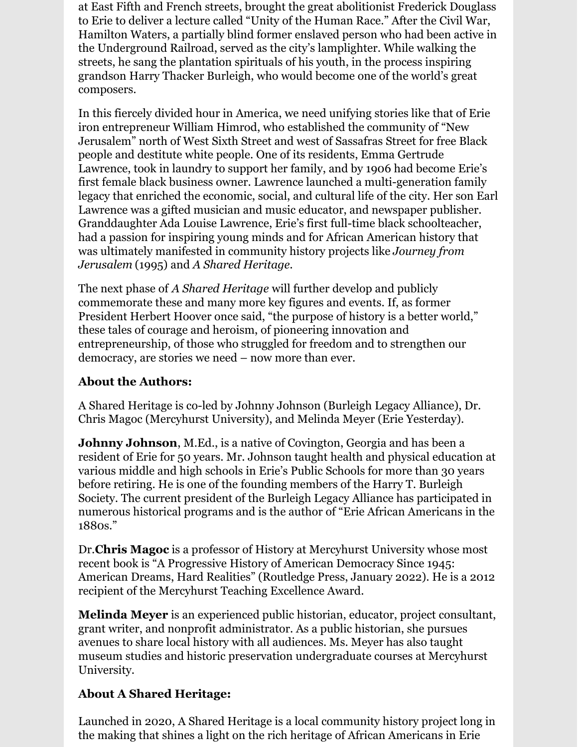at East Fifth and French streets, brought the great abolitionist Frederick Douglass to Erie to deliver a lecture called "Unity of the Human Race." After the Civil War, Hamilton Waters, a partially blind former enslaved person who had been active in the Underground Railroad, served as the city's lamplighter. While walking the streets, he sang the plantation spirituals of his youth, in the process inspiring grandson Harry Thacker Burleigh, who would become one of the world's great composers.

In this fiercely divided hour in America, we need unifying stories like that of Erie iron entrepreneur William Himrod, who established the community of "New Jerusalem" north of West Sixth Street and west of Sassafras Street for free Black people and destitute white people. One of its residents, Emma Gertrude Lawrence, took in laundry to support her family, and by 1906 had become Erie's first female black business owner. Lawrence launched a multi-generation family legacy that enriched the economic, social, and cultural life of the city. Her son Earl Lawrence was a gifted musician and music educator, and newspaper publisher. Granddaughter Ada Louise Lawrence, Erie's first full-time black schoolteacher, had a passion for inspiring young minds and for African American history that was ultimately manifested in community history projects like *Journey from Jerusalem* (1995) and *A Shared Heritage*.

The next phase of *A Shared Heritage* will further develop and publicly commemorate these and many more key figures and events. If, as former President Herbert Hoover once said, "the purpose of history is a better world," these tales of courage and heroism, of pioneering innovation and entrepreneurship, of those who struggled for freedom and to strengthen our democracy, are stories we need – now more than ever.

**About the Authors:**

A Shared Heritage is co-led by Johnny Johnson (Burleigh Legacy Alliance), Dr. Chris Magoc (Mercyhurst University), and Melinda Meyer (Erie Yesterday).

**Johnny Johnson**, M.Ed., is a native of Covington, Georgia and has been a resident of Erie for 50 years. Mr. Johnson taught health and physical education at various middle and high schools in Erie's Public Schools for more than 30 years before retiring. He is one of the founding members of the Harry T. Burleigh Society. The current president of the Burleigh Legacy Alliance has participated in numerous historical programs and is the author of "Erie African Americans in the 1880s."

Dr.**Chris Magoc** is a professor of History at Mercyhurst University whose most recent book is "A Progressive History of American Democracy Since 1945: American Dreams, Hard Realities" (Routledge Press, January 2022). He is a 2012 recipient of the Mercyhurst Teaching Excellence Award.

**Melinda Meyer** is an experienced public historian, educator, project consultant, grant writer, and nonprofit administrator. As a public historian, she pursues avenues to share local history with all audiences. Ms. Meyer has also taught museum studies and historic preservation undergraduate courses at Mercyhurst University.

**About A Shared Heritage:**

Launched in 2020, A Shared Heritage is a local community history project long in the making that shines a light on the rich heritage of African Americans in Erie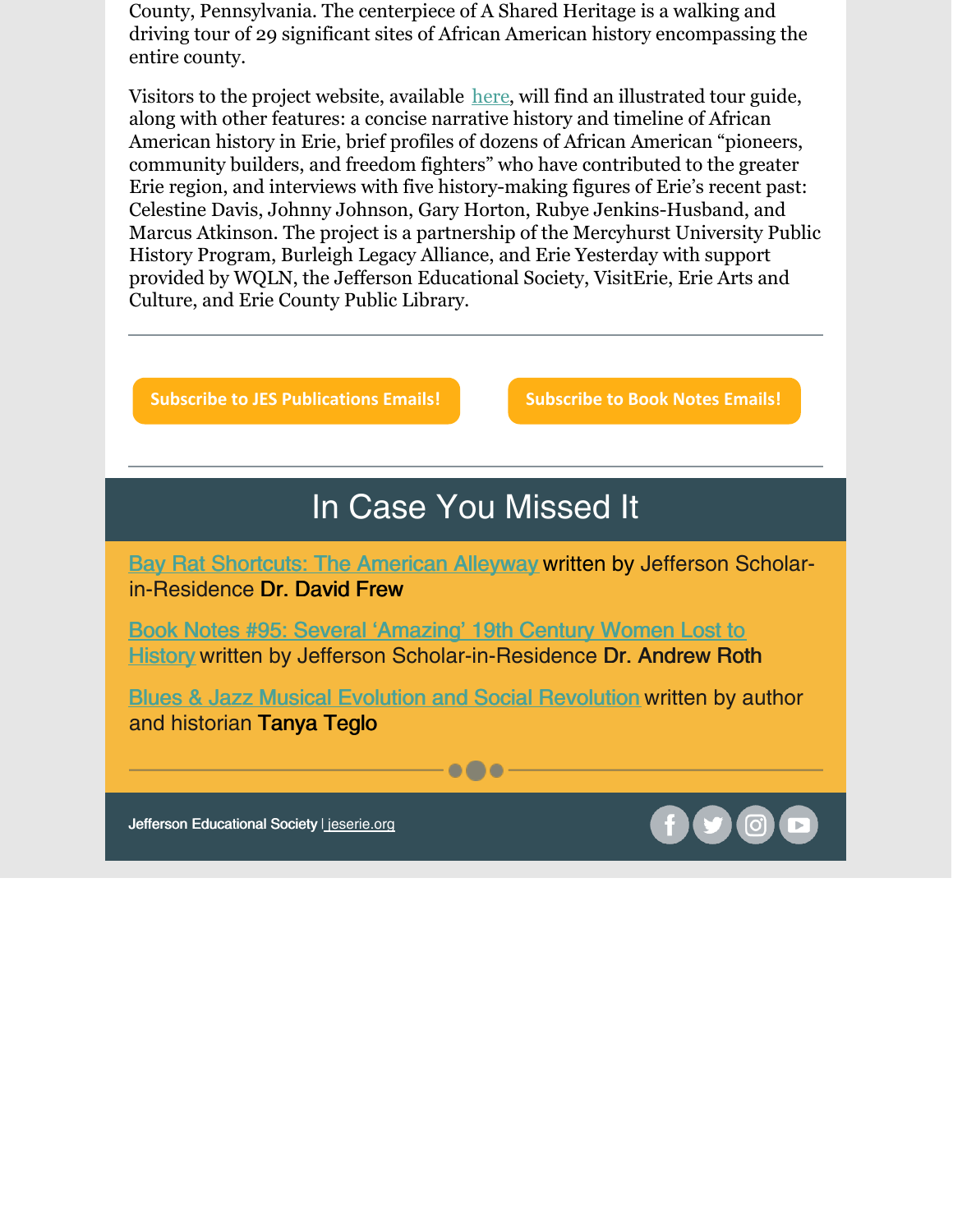County, Pennsylvania. The centerpiece of A Shared Heritage is a walking and driving tour of 29 significant sites of African American history encompassing the entire county.

Visitors to the project website, available here, will find an illustrated tour guide, along with other features: a concise narrative history and timeline of African American history in Erie, brief profiles of dozens of African American "pioneers, community builders, and freedom fighters" who have contributed to the greater Erie region, and interviews with five history-making figures of Erie's recent past: Celestine Davis, Johnny Johnson, Gary Horton, Rubye Jenkins-Husband, and Marcus Atkinson. The project is a partnership of the Mercyhurst University Public History Program, Burleigh Legacy Alliance, and Erie Yesterday with support provided by WQLN, the Jefferson Educational Society, VisitErie, Erie Arts and Culture, and Erie County Public Library.

---

Subscribe to JES Publications Emails!

Subscribe to Book Notes Emails!

---

## In Case You Missed It

Bay Rat Shortcuts: The American Alleyway written by Jefferson Scholar-in-Residence **Dr. David Frew**

Book Notes #95: Several 'Amazing' 19th Century Women Lost to History written by Jefferson Scholar-in-Residence **Dr. Andrew Roth**

Blues & Jazz Musical Evolution and Social Revolution written by author and historian **Tanya Teglo**

Jefferson Educational Society | jeserie.org